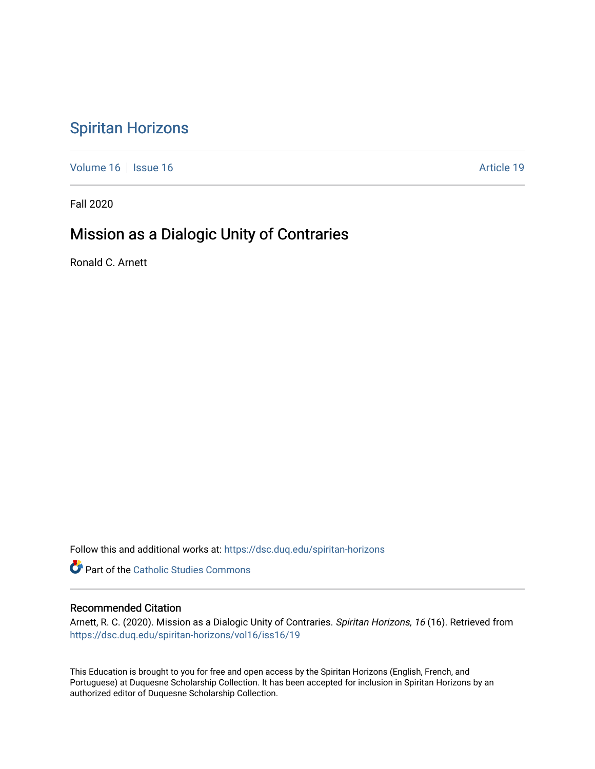# Spiritan Horizons

Volume 16 | Issue 16 Article 19

Fall 2020

## Mission as a Dialogic Unity of Contraries

Ronald C. Arnett

Follow this and additional works at: https://dsc.duq.edu/spiritan-horizons

Part of the Catholic Studies Commons

### Recommended Citation

Arnett, R. C. (2020). Mission as a Dialogic Unity of Contraries. *Spiritan Horizons, 16* (16). Retrieved from https://dsc.duq.edu/spiritan-horizons/vol16/iss16/19

This Education is brought to you for free and open access by the Spiritan Horizons (English, French, and Portuguese) at Duquesne Scholarship Collection. It has been accepted for inclusion in Spiritan Horizons by an authorized editor of Duquesne Scholarship Collection.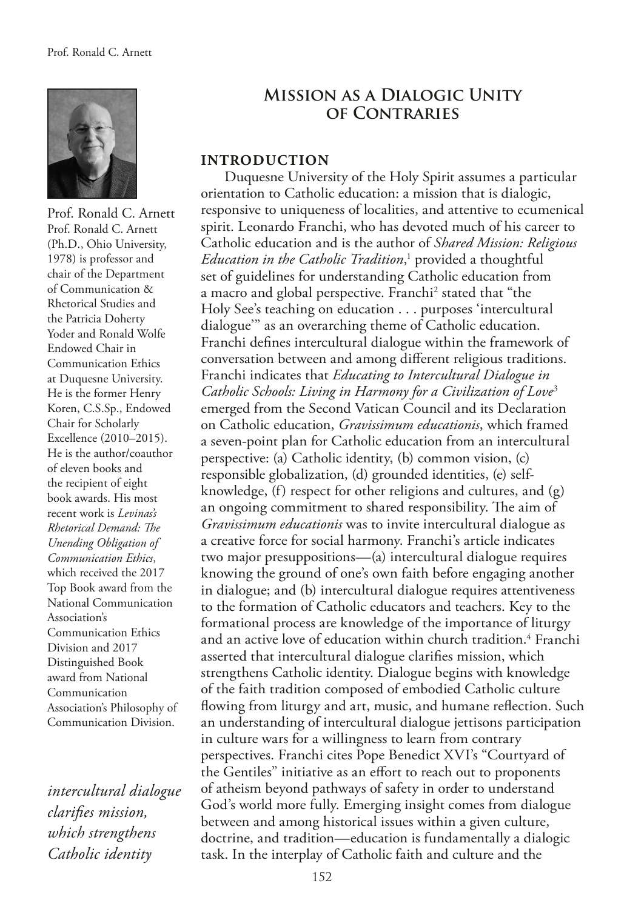Prof. Ronald C. Arnett

Prof. Ronald C. Arnett (Ph.D., Ohio University, 1978) is professor and chair of the Department of Communication & Rhetorical Studies and the Patricia Doherty Yoder and Ronald Wolfe Endowed Chair in Communication Ethics at Duquesne University. He is the former Henry Koren, C.S.Sp., Endowed Chair for Scholarly Excellence (2010–2015). He is the author/coauthor of eleven books and the recipient of eight book awards. His most recent work is *Levinas's Rhetorical Demand: The Unending Obligation of Communication Ethics*, which received the 2017 Top Book award from the National Communication Association's Communication Ethics Division and 2017 Distinguished Book award from National Communication Association's Philosophy of Communication Division.

# Mission as a Dialogic Unity of Contraries

## INTRODUCTION

Duquesne University of the Holy Spirit assumes a particular orientation to Catholic education: a mission that is dialogic, responsive to uniqueness of localities, and attentive to ecumenical spirit. Leonardo Franchi, who has devoted much of his career to Catholic education and is the author of *Shared Mission: Religious Education in the Catholic Tradition*,[1] provided a thoughtful set of guidelines for understanding Catholic education from a macro and global perspective. Franchi[2] stated that "the Holy See's teaching on education . . . purposes 'intercultural dialogue'" as an overarching theme of Catholic education. Franchi defines intercultural dialogue within the framework of conversation between and among different religious traditions. Franchi indicates that *Educating to Intercultural Dialogue in Catholic Schools: Living in Harmony for a Civilization of Love*[3] emerged from the Second Vatican Council and its Declaration on Catholic education, *Gravissimum educationis*, which framed a seven-point plan for Catholic education from an intercultural perspective: (a) Catholic identity, (b) common vision, (c) responsible globalization, (d) grounded identities, (e) self-knowledge, (f) respect for other religions and cultures, and (g) an ongoing commitment to shared responsibility. The aim of *Gravissimum educationis* was to invite intercultural dialogue as a creative force for social harmony. Franchi's article indicates two major presuppositions—(a) intercultural dialogue requires knowing the ground of one's own faith before engaging another in dialogue; and (b) intercultural dialogue requires attentiveness to the formation of Catholic educators and teachers. Key to the formational process are knowledge of the importance of liturgy and an active love of education within church tradition.[4] Franchi asserted that intercultural dialogue clarifies mission, which strengthens Catholic identity. Dialogue begins with knowledge of the faith tradition composed of embodied Catholic culture flowing from liturgy and art, music, and humane reflection. Such an understanding of intercultural dialogue jettisons participation in culture wars for a willingness to learn from contrary perspectives. Franchi cites Pope Benedict XVI's "Courtyard of the Gentiles" initiative as an effort to reach out to proponents of atheism beyond pathways of safety in order to understand God's world more fully. Emerging insight comes from dialogue between and among historical issues within a given culture, doctrine, and tradition—education is fundamentally a dialogic task. In the interplay of Catholic faith and culture and the

*intercultural dialogue clarifies mission, which strengthens Catholic identity*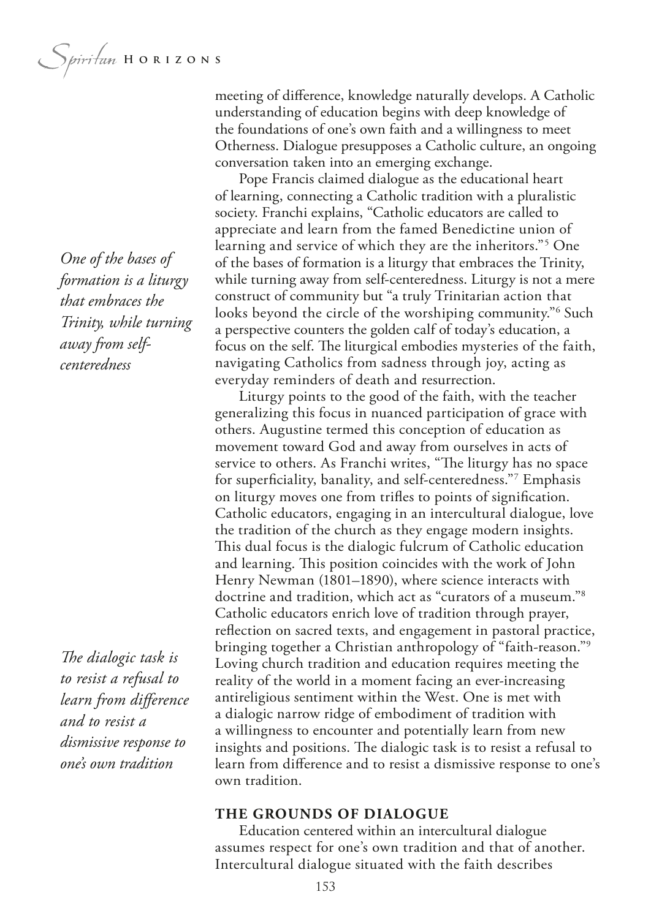meeting of difference, knowledge naturally develops. A Catholic understanding of education begins with deep knowledge of the foundations of one's own faith and a willingness to meet Otherness. Dialogue presupposes a Catholic culture, an ongoing conversation taken into an emerging exchange.

Pope Francis claimed dialogue as the educational heart of learning, connecting a Catholic tradition with a pluralistic society. Franchi explains, "Catholic educators are called to appreciate and learn from the famed Benedictine union of learning and service of which they are the inheritors."[5] One of the bases of formation is a liturgy that embraces the Trinity, while turning away from self-centeredness. Liturgy is not a mere construct of community but "a truly Trinitarian action that looks beyond the circle of the worshiping community."[6] Such a perspective counters the golden calf of today's education, a focus on the self. The liturgical embodies mysteries of the faith, navigating Catholics from sadness through joy, acting as everyday reminders of death and resurrection.

*One of the bases of formation is a liturgy that embraces the Trinity, while turning away from self-centeredness*

Liturgy points to the good of the faith, with the teacher generalizing this focus in nuanced participation of grace with others. Augustine termed this conception of education as movement toward God and away from ourselves in acts of service to others. As Franchi writes, "The liturgy has no space for superficiality, banality, and self-centeredness."[7] Emphasis on liturgy moves one from trifles to points of signification. Catholic educators, engaging in an intercultural dialogue, love the tradition of the church as they engage modern insights. This dual focus is the dialogic fulcrum of Catholic education and learning. This position coincides with the work of John Henry Newman (1801–1890), where science interacts with doctrine and tradition, which act as "curators of a museum."[8] Catholic educators enrich love of tradition through prayer, reflection on sacred texts, and engagement in pastoral practice, bringing together a Christian anthropology of "faith-reason."[9] Loving church tradition and education requires meeting the reality of the world in a moment facing an ever-increasing antireligious sentiment within the West. One is met with a dialogic narrow ridge of embodiment of tradition with a willingness to encounter and potentially learn from new insights and positions. The dialogic task is to resist a refusal to learn from difference and to resist a dismissive response to one's own tradition.

*The dialogic task is to resist a refusal to learn from difference and to resist a dismissive response to one's own tradition*

## THE GROUNDS OF DIALOGUE

Education centered within an intercultural dialogue assumes respect for one's own tradition and that of another. Intercultural dialogue situated with the faith describes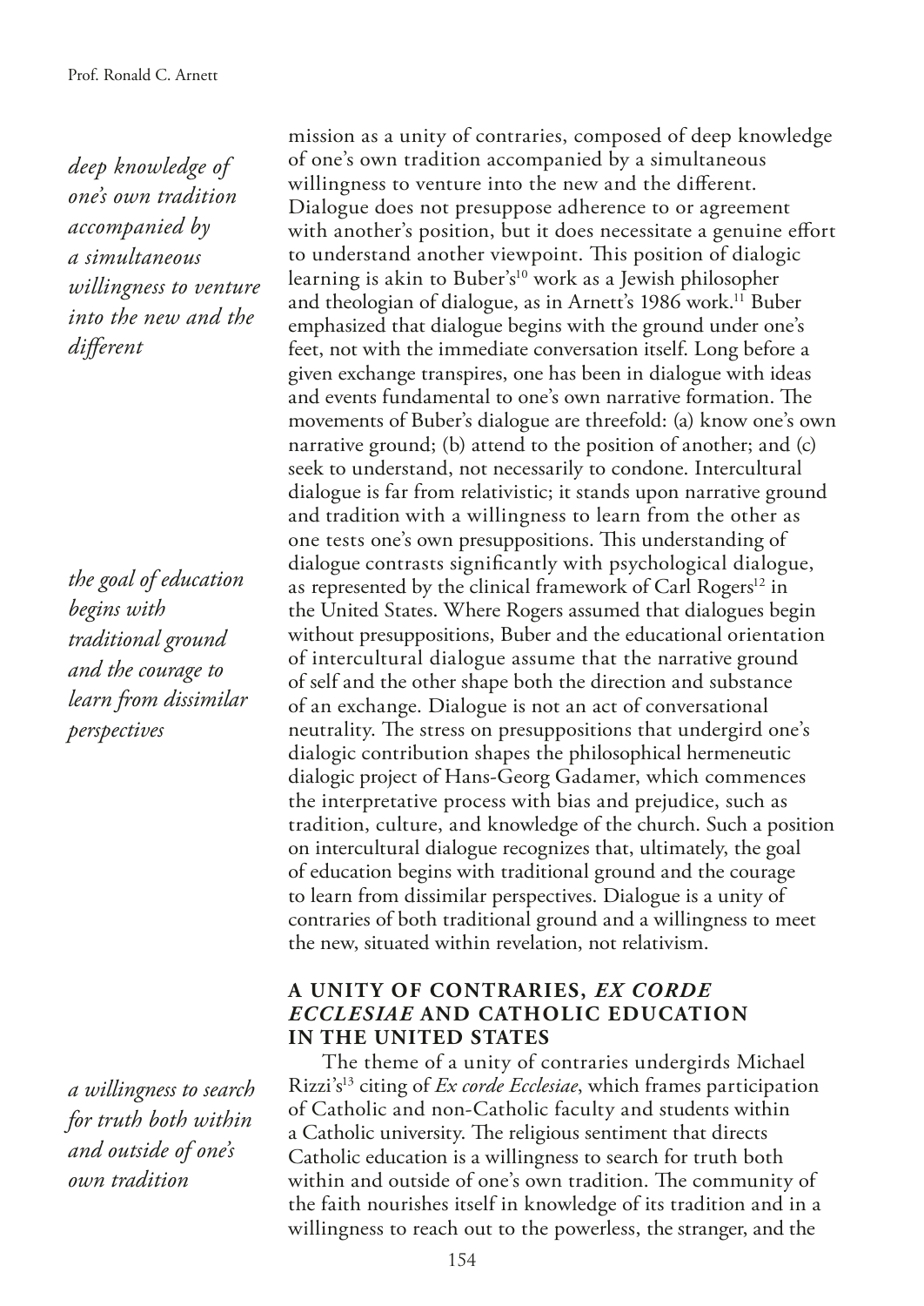> *deep knowledge of one's own tradition accompanied by a simultaneous willingness to venture into the new and the different*

> *the goal of education begins with traditional ground and the courage to learn from dissimilar perspectives*

mission as a unity of contraries, composed of deep knowledge of one's own tradition accompanied by a simultaneous willingness to venture into the new and the different. Dialogue does not presuppose adherence to or agreement with another's position, but it does necessitate a genuine effort to understand another viewpoint. This position of dialogic learning is akin to Buber's[10] work as a Jewish philosopher and theologian of dialogue, as in Arnett's 1986 work.[11] Buber emphasized that dialogue begins with the ground under one's feet, not with the immediate conversation itself. Long before a given exchange transpires, one has been in dialogue with ideas and events fundamental to one's own narrative formation. The movements of Buber's dialogue are threefold: (a) know one's own narrative ground; (b) attend to the position of another; and (c) seek to understand, not necessarily to condone. Intercultural dialogue is far from relativistic; it stands upon narrative ground and tradition with a willingness to learn from the other as one tests one's own presuppositions. This understanding of dialogue contrasts significantly with psychological dialogue, as represented by the clinical framework of Carl Rogers[12] in the United States. Where Rogers assumed that dialogues begin without presuppositions, Buber and the educational orientation of intercultural dialogue assume that the narrative ground of self and the other shape both the direction and substance of an exchange. Dialogue is not an act of conversational neutrality. The stress on presuppositions that undergird one's dialogic contribution shapes the philosophical hermeneutic dialogic project of Hans-Georg Gadamer, which commences the interpretative process with bias and prejudice, such as tradition, culture, and knowledge of the church. Such a position on intercultural dialogue recognizes that, ultimately, the goal of education begins with traditional ground and the courage to learn from dissimilar perspectives. Dialogue is a unity of contraries of both traditional ground and a willingness to meet the new, situated within revelation, not relativism.

## A UNITY OF CONTRARIES, *EX CORDE ECCLESIAE* AND CATHOLIC EDUCATION IN THE UNITED STATES

> *a willingness to search for truth both within and outside of one's own tradition*

The theme of a unity of contraries undergirds Michael Rizzi's[13] citing of *Ex corde Ecclesiae*, which frames participation of Catholic and non-Catholic faculty and students within a Catholic university. The religious sentiment that directs Catholic education is a willingness to search for truth both within and outside of one's own tradition. The community of the faith nourishes itself in knowledge of its tradition and in a willingness to reach out to the powerless, the stranger, and the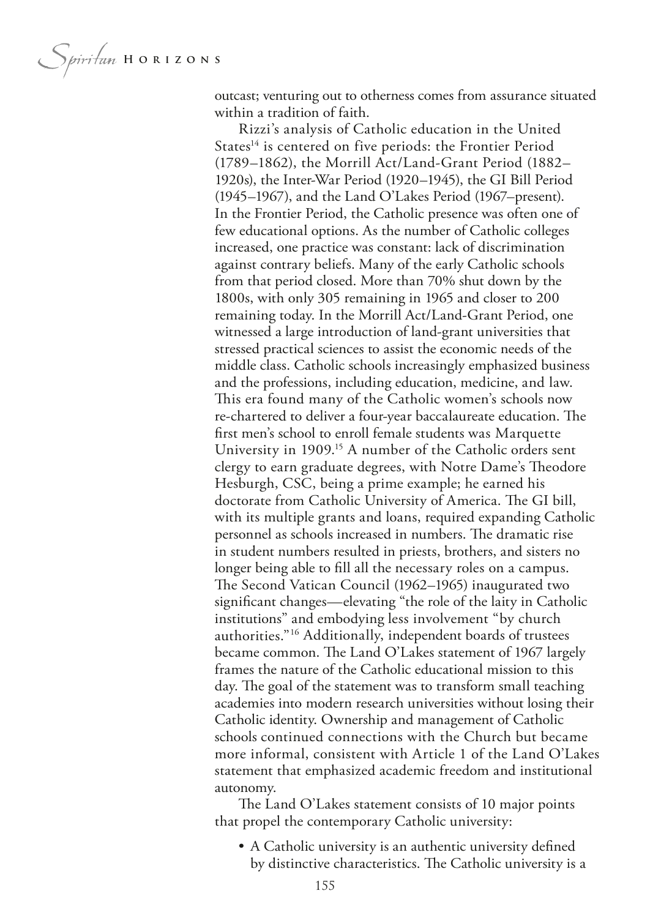outcast; venturing out to otherness comes from assurance situated within a tradition of faith.

Rizzi's analysis of Catholic education in the United States[14] is centered on five periods: the Frontier Period (1789–1862), the Morrill Act/Land-Grant Period (1882–1920s), the Inter-War Period (1920–1945), the GI Bill Period (1945–1967), and the Land O'Lakes Period (1967–present). In the Frontier Period, the Catholic presence was often one of few educational options. As the number of Catholic colleges increased, one practice was constant: lack of discrimination against contrary beliefs. Many of the early Catholic schools from that period closed. More than 70% shut down by the 1800s, with only 305 remaining in 1965 and closer to 200 remaining today. In the Morrill Act/Land-Grant Period, one witnessed a large introduction of land-grant universities that stressed practical sciences to assist the economic needs of the middle class. Catholic schools increasingly emphasized business and the professions, including education, medicine, and law. This era found many of the Catholic women's schools now re-chartered to deliver a four-year baccalaureate education. The first men's school to enroll female students was Marquette University in 1909.[15] A number of the Catholic orders sent clergy to earn graduate degrees, with Notre Dame's Theodore Hesburgh, CSC, being a prime example; he earned his doctorate from Catholic University of America. The GI bill, with its multiple grants and loans, required expanding Catholic personnel as schools increased in numbers. The dramatic rise in student numbers resulted in priests, brothers, and sisters no longer being able to fill all the necessary roles on a campus. The Second Vatican Council (1962–1965) inaugurated two significant changes—elevating "the role of the laity in Catholic institutions" and embodying less involvement "by church authorities."[16] Additionally, independent boards of trustees became common. The Land O'Lakes statement of 1967 largely frames the nature of the Catholic educational mission to this day. The goal of the statement was to transform small teaching academies into modern research universities without losing their Catholic identity. Ownership and management of Catholic schools continued connections with the Church but became more informal, consistent with Article 1 of the Land O'Lakes statement that emphasized academic freedom and institutional autonomy.

The Land O'Lakes statement consists of 10 major points that propel the contemporary Catholic university:

- A Catholic university is an authentic university defined by distinctive characteristics. The Catholic university is a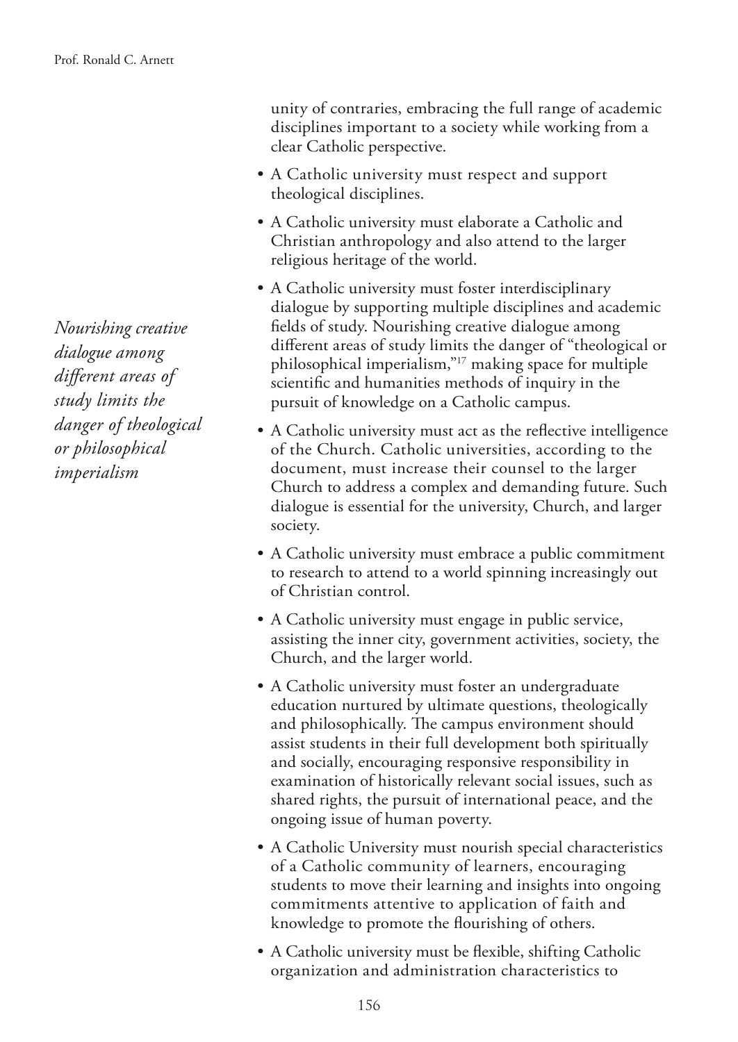unity of contraries, embracing the full range of academic disciplines important to a society while working from a clear Catholic perspective.

- A Catholic university must respect and support theological disciplines.
- A Catholic university must elaborate a Catholic and Christian anthropology and also attend to the larger religious heritage of the world.
- A Catholic university must foster interdisciplinary dialogue by supporting multiple disciplines and academic fields of study. Nourishing creative dialogue among different areas of study limits the danger of "theological or philosophical imperialism,"[17] making space for multiple scientific and humanities methods of inquiry in the pursuit of knowledge on a Catholic campus.

*Nourishing creative dialogue among different areas of study limits the danger of theological or philosophical imperialism*

- A Catholic university must act as the reflective intelligence of the Church. Catholic universities, according to the document, must increase their counsel to the larger Church to address a complex and demanding future. Such dialogue is essential for the university, Church, and larger society.
- A Catholic university must embrace a public commitment to research to attend to a world spinning increasingly out of Christian control.
- A Catholic university must engage in public service, assisting the inner city, government activities, society, the Church, and the larger world.
- A Catholic university must foster an undergraduate education nurtured by ultimate questions, theologically and philosophically. The campus environment should assist students in their full development both spiritually and socially, encouraging responsive responsibility in examination of historically relevant social issues, such as shared rights, the pursuit of international peace, and the ongoing issue of human poverty.
- A Catholic University must nourish special characteristics of a Catholic community of learners, encouraging students to move their learning and insights into ongoing commitments attentive to application of faith and knowledge to promote the flourishing of others.
- A Catholic university must be flexible, shifting Catholic organization and administration characteristics to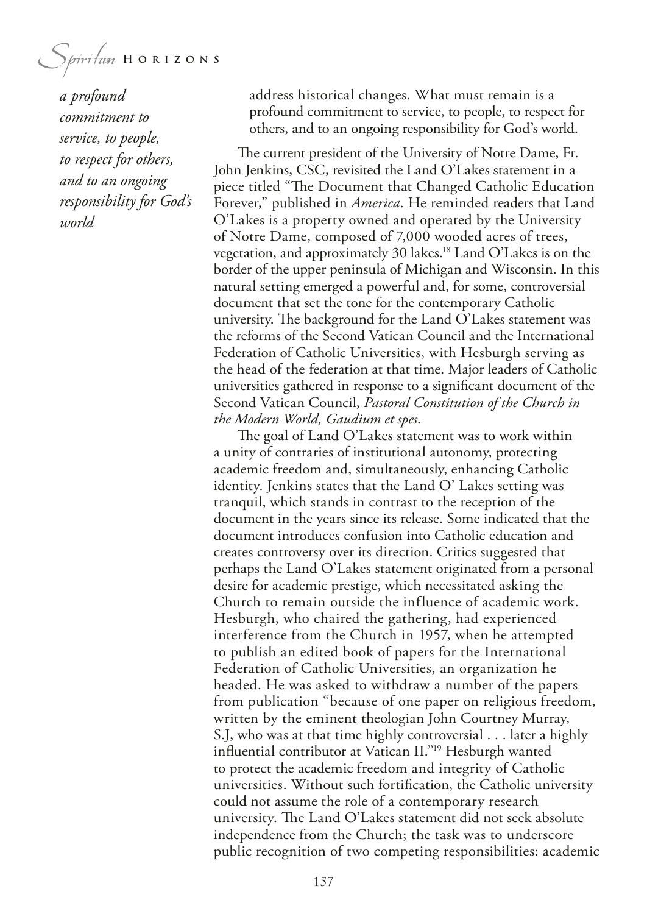*a profound commitment to service, to people, to respect for others, and to an ongoing responsibility for God's world*

address historical changes. What must remain is a profound commitment to service, to people, to respect for others, and to an ongoing responsibility for God's world.

The current president of the University of Notre Dame, Fr. John Jenkins, CSC, revisited the Land O'Lakes statement in a piece titled "The Document that Changed Catholic Education Forever," published in *America*. He reminded readers that Land O'Lakes is a property owned and operated by the University of Notre Dame, composed of 7,000 wooded acres of trees, vegetation, and approximately 30 lakes.[18] Land O'Lakes is on the border of the upper peninsula of Michigan and Wisconsin. In this natural setting emerged a powerful and, for some, controversial document that set the tone for the contemporary Catholic university. The background for the Land O'Lakes statement was the reforms of the Second Vatican Council and the International Federation of Catholic Universities, with Hesburgh serving as the head of the federation at that time. Major leaders of Catholic universities gathered in response to a significant document of the Second Vatican Council, *Pastoral Constitution of the Church in the Modern World, Gaudium et spes*.

The goal of Land O'Lakes statement was to work within a unity of contraries of institutional autonomy, protecting academic freedom and, simultaneously, enhancing Catholic identity. Jenkins states that the Land O' Lakes setting was tranquil, which stands in contrast to the reception of the document in the years since its release. Some indicated that the document introduces confusion into Catholic education and creates controversy over its direction. Critics suggested that perhaps the Land O'Lakes statement originated from a personal desire for academic prestige, which necessitated asking the Church to remain outside the influence of academic work. Hesburgh, who chaired the gathering, had experienced interference from the Church in 1957, when he attempted to publish an edited book of papers for the International Federation of Catholic Universities, an organization he headed. He was asked to withdraw a number of the papers from publication "because of one paper on religious freedom, written by the eminent theologian John Courtney Murray, S.J, who was at that time highly controversial . . . later a highly influential contributor at Vatican II."[19] Hesburgh wanted to protect the academic freedom and integrity of Catholic universities. Without such fortification, the Catholic university could not assume the role of a contemporary research university. The Land O'Lakes statement did not seek absolute independence from the Church; the task was to underscore public recognition of two competing responsibilities: academic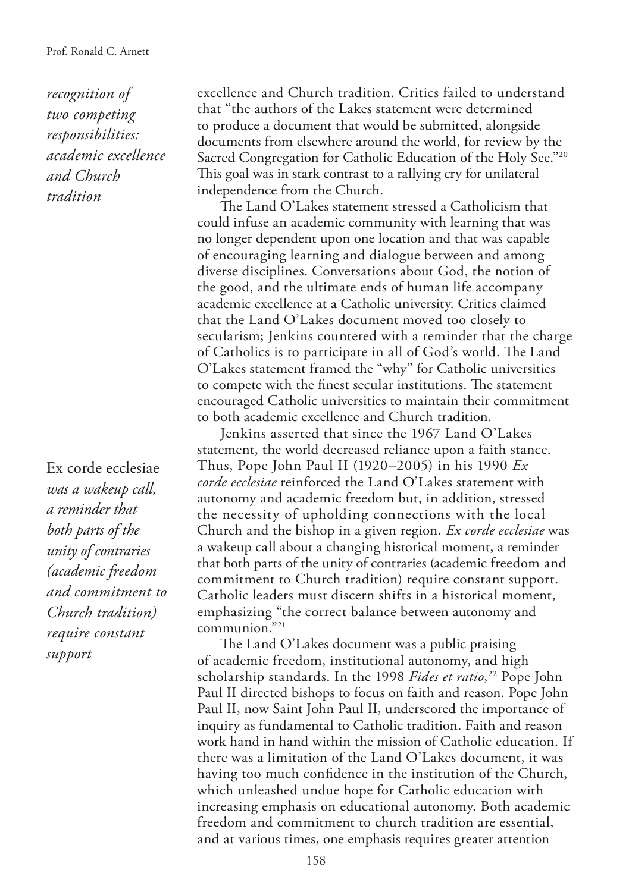*recognition of two competing responsibilities: academic excellence and Church tradition*

excellence and Church tradition. Critics failed to understand that "the authors of the Lakes statement were determined to produce a document that would be submitted, alongside documents from elsewhere around the world, for review by the Sacred Congregation for Catholic Education of the Holy See."[20] This goal was in stark contrast to a rallying cry for unilateral independence from the Church.

The Land O'Lakes statement stressed a Catholicism that could infuse an academic community with learning that was no longer dependent upon one location and that was capable of encouraging learning and dialogue between and among diverse disciplines. Conversations about God, the notion of the good, and the ultimate ends of human life accompany academic excellence at a Catholic university. Critics claimed that the Land O'Lakes document moved too closely to secularism; Jenkins countered with a reminder that the charge of Catholics is to participate in all of God's world. The Land O'Lakes statement framed the "why" for Catholic universities to compete with the finest secular institutions. The statement encouraged Catholic universities to maintain their commitment to both academic excellence and Church tradition.

Ex corde ecclesiae *was a wakeup call, a reminder that both parts of the unity of contraries (academic freedom and commitment to Church tradition) require constant support*

Jenkins asserted that since the 1967 Land O'Lakes statement, the world decreased reliance upon a faith stance. Thus, Pope John Paul II (1920–2005) in his 1990 *Ex corde ecclesiae* reinforced the Land O'Lakes statement with autonomy and academic freedom but, in addition, stressed the necessity of upholding connections with the local Church and the bishop in a given region. *Ex corde ecclesiae* was a wakeup call about a changing historical moment, a reminder that both parts of the unity of contraries (academic freedom and commitment to Church tradition) require constant support. Catholic leaders must discern shifts in a historical moment, emphasizing "the correct balance between autonomy and communion."[21]

The Land O'Lakes document was a public praising of academic freedom, institutional autonomy, and high scholarship standards. In the 1998 *Fides et ratio*,[22] Pope John Paul II directed bishops to focus on faith and reason. Pope John Paul II, now Saint John Paul II, underscored the importance of inquiry as fundamental to Catholic tradition. Faith and reason work hand in hand within the mission of Catholic education. If there was a limitation of the Land O'Lakes document, it was having too much confidence in the institution of the Church, which unleashed undue hope for Catholic education with increasing emphasis on educational autonomy. Both academic freedom and commitment to church tradition are essential, and at various times, one emphasis requires greater attention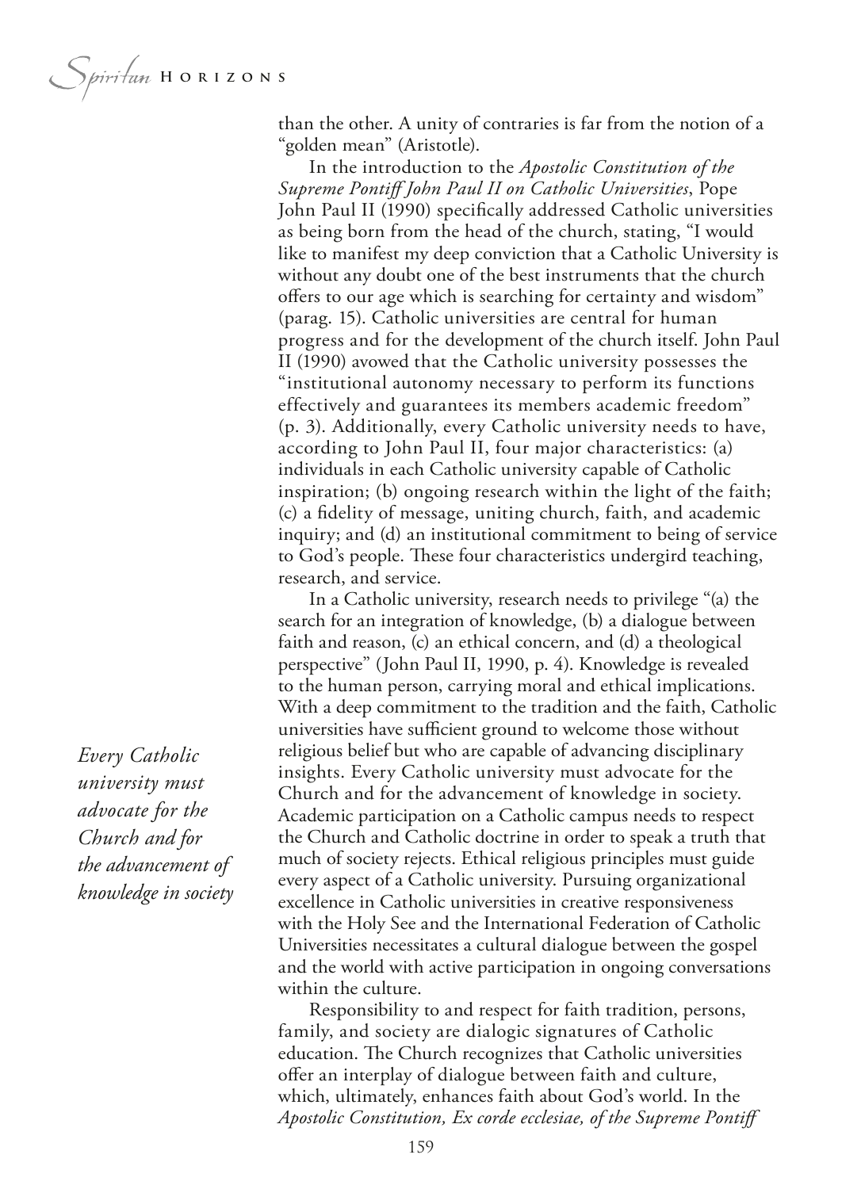than the other. A unity of contraries is far from the notion of a "golden mean" (Aristotle).

In the introduction to the *Apostolic Constitution of the Supreme Pontiff John Paul II on Catholic Universities*, Pope John Paul II (1990) specifically addressed Catholic universities as being born from the head of the church, stating, "I would like to manifest my deep conviction that a Catholic University is without any doubt one of the best instruments that the church offers to our age which is searching for certainty and wisdom" (parag. 15). Catholic universities are central for human progress and for the development of the church itself. John Paul II (1990) avowed that the Catholic university possesses the "institutional autonomy necessary to perform its functions effectively and guarantees its members academic freedom" (p. 3). Additionally, every Catholic university needs to have, according to John Paul II, four major characteristics: (a) individuals in each Catholic university capable of Catholic inspiration; (b) ongoing research within the light of the faith; (c) a fidelity of message, uniting church, faith, and academic inquiry; and (d) an institutional commitment to being of service to God's people. These four characteristics undergird teaching, research, and service.

In a Catholic university, research needs to privilege "(a) the search for an integration of knowledge, (b) a dialogue between faith and reason, (c) an ethical concern, and (d) a theological perspective" (John Paul II, 1990, p. 4). Knowledge is revealed to the human person, carrying moral and ethical implications. With a deep commitment to the tradition and the faith, Catholic universities have sufficient ground to welcome those without religious belief but who are capable of advancing disciplinary insights. Every Catholic university must advocate for the Church and for the advancement of knowledge in society. Academic participation on a Catholic campus needs to respect the Church and Catholic doctrine in order to speak a truth that much of society rejects. Ethical religious principles must guide every aspect of a Catholic university. Pursuing organizational excellence in Catholic universities in creative responsiveness with the Holy See and the International Federation of Catholic Universities necessitates a cultural dialogue between the gospel and the world with active participation in ongoing conversations within the culture.

*Every Catholic university must advocate for the Church and for the advancement of knowledge in society*

Responsibility to and respect for faith tradition, persons, family, and society are dialogic signatures of Catholic education. The Church recognizes that Catholic universities offer an interplay of dialogue between faith and culture, which, ultimately, enhances faith about God's world. In the *Apostolic Constitution, Ex corde ecclesiae, of the Supreme Pontiff*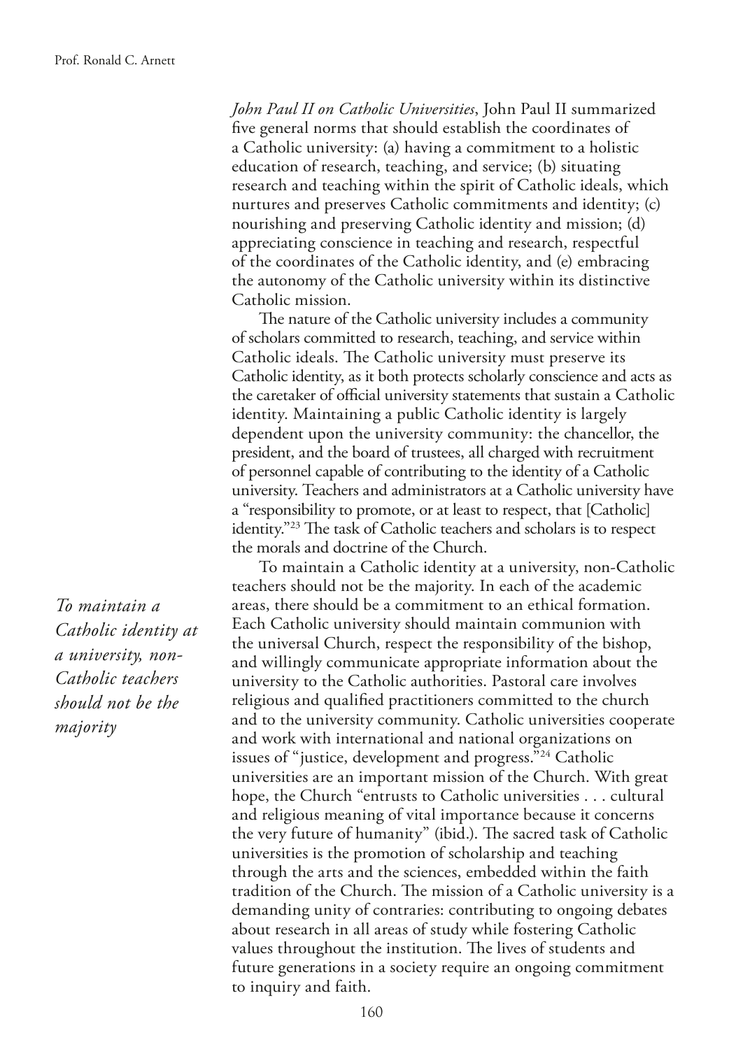*John Paul II on Catholic Universities*, John Paul II summarized five general norms that should establish the coordinates of a Catholic university: (a) having a commitment to a holistic education of research, teaching, and service; (b) situating research and teaching within the spirit of Catholic ideals, which nurtures and preserves Catholic commitments and identity; (c) nourishing and preserving Catholic identity and mission; (d) appreciating conscience in teaching and research, respectful of the coordinates of the Catholic identity, and (e) embracing the autonomy of the Catholic university within its distinctive Catholic mission.

The nature of the Catholic university includes a community of scholars committed to research, teaching, and service within Catholic ideals. The Catholic university must preserve its Catholic identity, as it both protects scholarly conscience and acts as the caretaker of official university statements that sustain a Catholic identity. Maintaining a public Catholic identity is largely dependent upon the university community: the chancellor, the president, and the board of trustees, all charged with recruitment of personnel capable of contributing to the identity of a Catholic university. Teachers and administrators at a Catholic university have a "responsibility to promote, or at least to respect, that [Catholic] identity."[23] The task of Catholic teachers and scholars is to respect the morals and doctrine of the Church.

*To maintain a Catholic identity at a university, non-Catholic teachers should not be the majority*

To maintain a Catholic identity at a university, non-Catholic teachers should not be the majority. In each of the academic areas, there should be a commitment to an ethical formation. Each Catholic university should maintain communion with the universal Church, respect the responsibility of the bishop, and willingly communicate appropriate information about the university to the Catholic authorities. Pastoral care involves religious and qualified practitioners committed to the church and to the university community. Catholic universities cooperate and work with international and national organizations on issues of "justice, development and progress."[24] Catholic universities are an important mission of the Church. With great hope, the Church "entrusts to Catholic universities . . . cultural and religious meaning of vital importance because it concerns the very future of humanity" (ibid.). The sacred task of Catholic universities is the promotion of scholarship and teaching through the arts and the sciences, embedded within the faith tradition of the Church. The mission of a Catholic university is a demanding unity of contraries: contributing to ongoing debates about research in all areas of study while fostering Catholic values throughout the institution. The lives of students and future generations in a society require an ongoing commitment to inquiry and faith.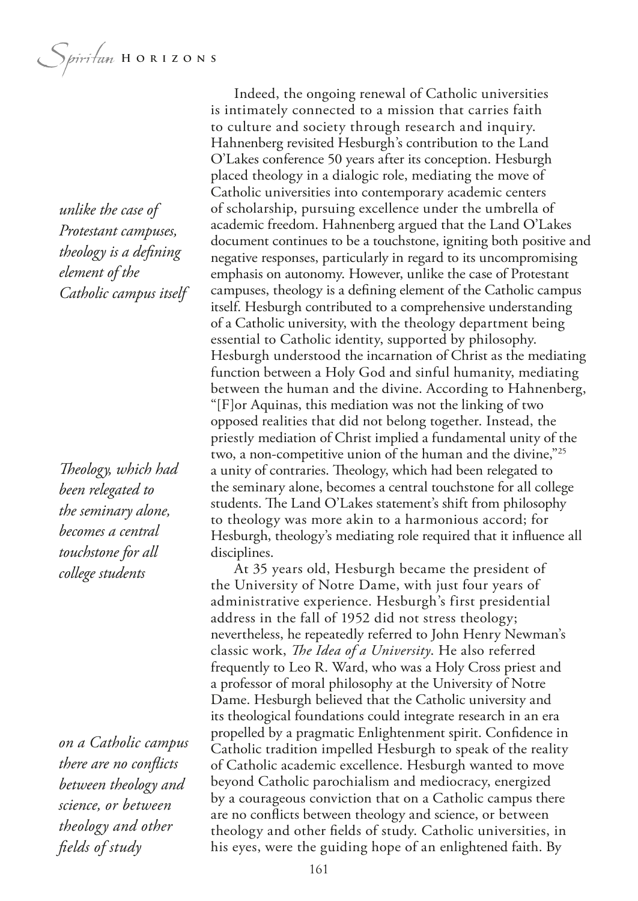Indeed, the ongoing renewal of Catholic universities is intimately connected to a mission that carries faith to culture and society through research and inquiry. Hahnenberg revisited Hesburgh's contribution to the Land O'Lakes conference 50 years after its conception. Hesburgh placed theology in a dialogic role, mediating the move of Catholic universities into contemporary academic centers of scholarship, pursuing excellence under the umbrella of academic freedom. Hahnenberg argued that the Land O'Lakes document continues to be a touchstone, igniting both positive and negative responses, particularly in regard to its uncompromising emphasis on autonomy. However, unlike the case of Protestant campuses, theology is a defining element of the Catholic campus itself. Hesburgh contributed to a comprehensive understanding of a Catholic university, with the theology department being essential to Catholic identity, supported by philosophy. Hesburgh understood the incarnation of Christ as the mediating function between a Holy God and sinful humanity, mediating between the human and the divine. According to Hahnenberg, "[F]or Aquinas, this mediation was not the linking of two opposed realities that did not belong together. Instead, the priestly mediation of Christ implied a fundamental unity of the two, a non-competitive union of the human and the divine,"[25] a unity of contraries. Theology, which had been relegated to the seminary alone, becomes a central touchstone for all college students. The Land O'Lakes statement's shift from philosophy to theology was more akin to a harmonious accord; for Hesburgh, theology's mediating role required that it influence all disciplines.

*unlike the case of Protestant campuses, theology is a defining element of the Catholic campus itself*

*Theology, which had been relegated to the seminary alone, becomes a central touchstone for all college students*

At 35 years old, Hesburgh became the president of the University of Notre Dame, with just four years of administrative experience. Hesburgh's first presidential address in the fall of 1952 did not stress theology; nevertheless, he repeatedly referred to John Henry Newman's classic work, *The Idea of a University*. He also referred frequently to Leo R. Ward, who was a Holy Cross priest and a professor of moral philosophy at the University of Notre Dame. Hesburgh believed that the Catholic university and its theological foundations could integrate research in an era propelled by a pragmatic Enlightenment spirit. Confidence in Catholic tradition impelled Hesburgh to speak of the reality of Catholic academic excellence. Hesburgh wanted to move beyond Catholic parochialism and mediocracy, energized by a courageous conviction that on a Catholic campus there are no conflicts between theology and science, or between theology and other fields of study. Catholic universities, in his eyes, were the guiding hope of an enlightened faith. By

*on a Catholic campus there are no conflicts between theology and science, or between theology and other fields of study*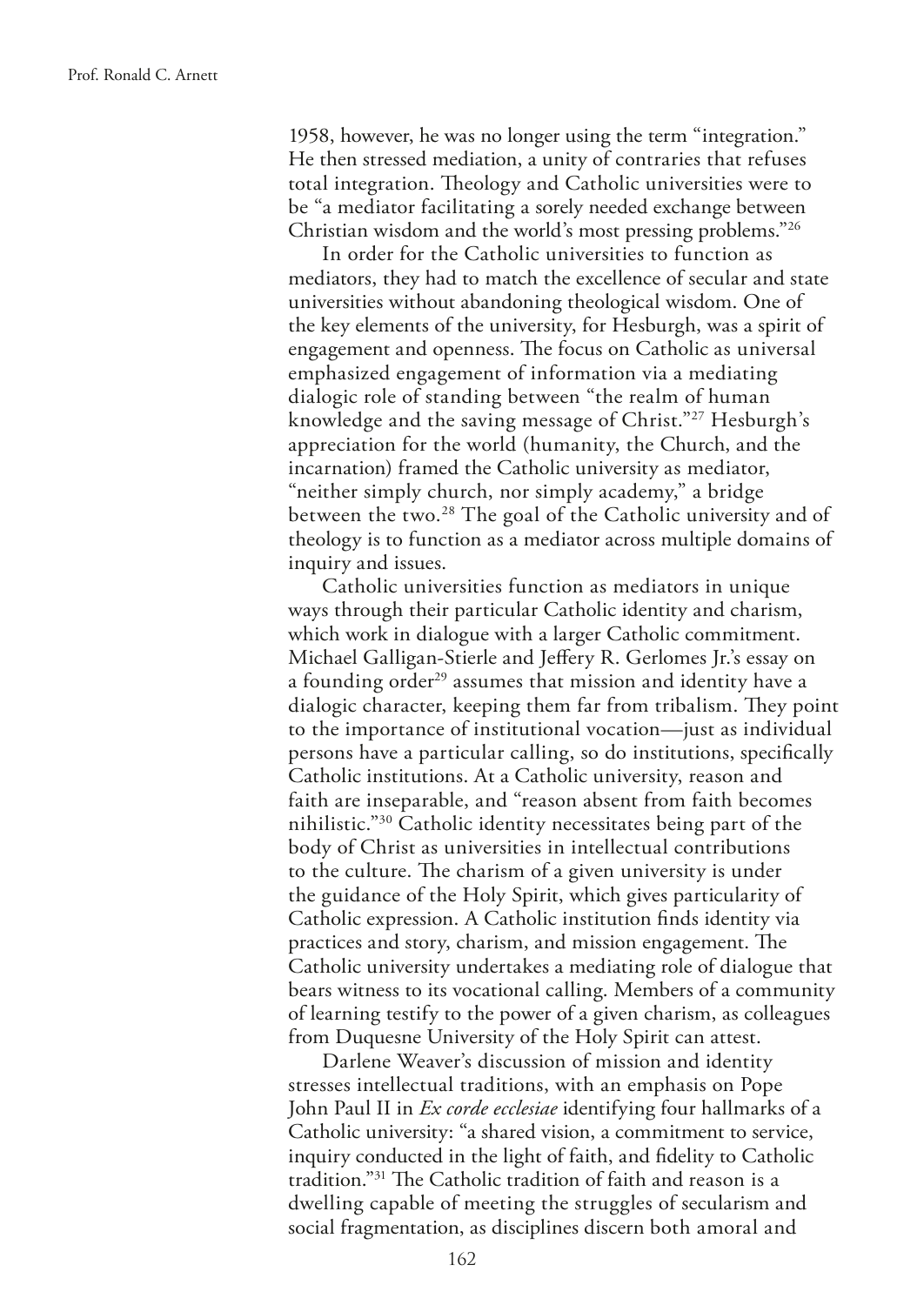1958, however, he was no longer using the term "integration." He then stressed mediation, a unity of contraries that refuses total integration. Theology and Catholic universities were to be "a mediator facilitating a sorely needed exchange between Christian wisdom and the world's most pressing problems."[26]

In order for the Catholic universities to function as mediators, they had to match the excellence of secular and state universities without abandoning theological wisdom. One of the key elements of the university, for Hesburgh, was a spirit of engagement and openness. The focus on Catholic as universal emphasized engagement of information via a mediating dialogic role of standing between "the realm of human knowledge and the saving message of Christ."[27] Hesburgh's appreciation for the world (humanity, the Church, and the incarnation) framed the Catholic university as mediator, "neither simply church, nor simply academy," a bridge between the two.[28] The goal of the Catholic university and of theology is to function as a mediator across multiple domains of inquiry and issues.

Catholic universities function as mediators in unique ways through their particular Catholic identity and charism, which work in dialogue with a larger Catholic commitment. Michael Galligan-Stierle and Jeffery R. Gerlomes Jr.'s essay on a founding order[29] assumes that mission and identity have a dialogic character, keeping them far from tribalism. They point to the importance of institutional vocation—just as individual persons have a particular calling, so do institutions, specifically Catholic institutions. At a Catholic university, reason and faith are inseparable, and "reason absent from faith becomes nihilistic."[30] Catholic identity necessitates being part of the body of Christ as universities in intellectual contributions to the culture. The charism of a given university is under the guidance of the Holy Spirit, which gives particularity of Catholic expression. A Catholic institution finds identity via practices and story, charism, and mission engagement. The Catholic university undertakes a mediating role of dialogue that bears witness to its vocational calling. Members of a community of learning testify to the power of a given charism, as colleagues from Duquesne University of the Holy Spirit can attest.

Darlene Weaver's discussion of mission and identity stresses intellectual traditions, with an emphasis on Pope John Paul II in *Ex corde ecclesiae* identifying four hallmarks of a Catholic university: "a shared vision, a commitment to service, inquiry conducted in the light of faith, and fidelity to Catholic tradition."[31] The Catholic tradition of faith and reason is a dwelling capable of meeting the struggles of secularism and social fragmentation, as disciplines discern both amoral and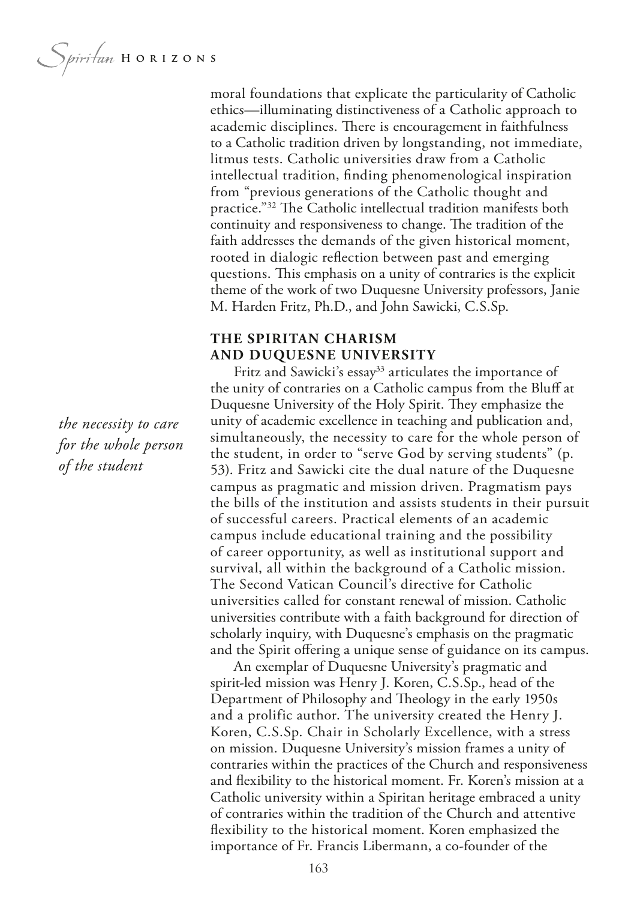moral foundations that explicate the particularity of Catholic ethics—illuminating distinctiveness of a Catholic approach to academic disciplines. There is encouragement in faithfulness to a Catholic tradition driven by longstanding, not immediate, litmus tests. Catholic universities draw from a Catholic intellectual tradition, finding phenomenological inspiration from "previous generations of the Catholic thought and practice."[32] The Catholic intellectual tradition manifests both continuity and responsiveness to change. The tradition of the faith addresses the demands of the given historical moment, rooted in dialogic reflection between past and emerging questions. This emphasis on a unity of contraries is the explicit theme of the work of two Duquesne University professors, Janie M. Harden Fritz, Ph.D., and John Sawicki, C.S.Sp.

## THE SPIRITAN CHARISM AND DUQUESNE UNIVERSITY

*the necessity to care for the whole person of the student*

Fritz and Sawicki's essay[33] articulates the importance of the unity of contraries on a Catholic campus from the Bluff at Duquesne University of the Holy Spirit. They emphasize the unity of academic excellence in teaching and publication and, simultaneously, the necessity to care for the whole person of the student, in order to "serve God by serving students" (p. 53). Fritz and Sawicki cite the dual nature of the Duquesne campus as pragmatic and mission driven. Pragmatism pays the bills of the institution and assists students in their pursuit of successful careers. Practical elements of an academic campus include educational training and the possibility of career opportunity, as well as institutional support and survival, all within the background of a Catholic mission. The Second Vatican Council's directive for Catholic universities called for constant renewal of mission. Catholic universities contribute with a faith background for direction of scholarly inquiry, with Duquesne's emphasis on the pragmatic and the Spirit offering a unique sense of guidance on its campus.

An exemplar of Duquesne University's pragmatic and spirit-led mission was Henry J. Koren, C.S.Sp., head of the Department of Philosophy and Theology in the early 1950s and a prolific author. The university created the Henry J. Koren, C.S.Sp. Chair in Scholarly Excellence, with a stress on mission. Duquesne University's mission frames a unity of contraries within the practices of the Church and responsiveness and flexibility to the historical moment. Fr. Koren's mission at a Catholic university within a Spiritan heritage embraced a unity of contraries within the tradition of the Church and attentive flexibility to the historical moment. Koren emphasized the importance of Fr. Francis Libermann, a co-founder of the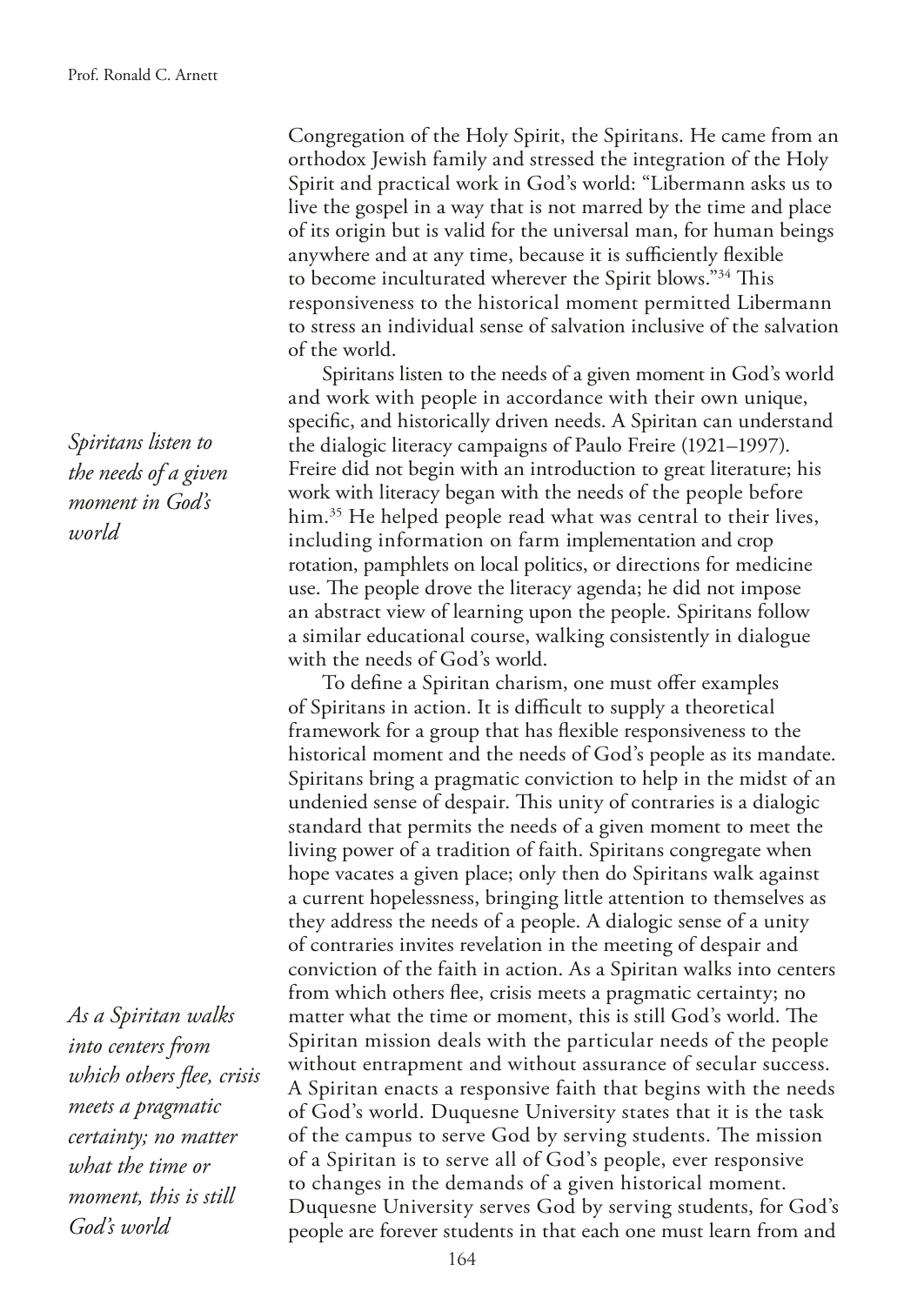Congregation of the Holy Spirit, the Spiritans. He came from an orthodox Jewish family and stressed the integration of the Holy Spirit and practical work in God's world: "Libermann asks us to live the gospel in a way that is not marred by the time and place of its origin but is valid for the universal man, for human beings anywhere and at any time, because it is sufficiently flexible to become inculturated wherever the Spirit blows."[34] This responsiveness to the historical moment permitted Libermann to stress an individual sense of salvation inclusive of the salvation of the world.

*Spiritans listen to the needs of a given moment in God's world*

Spiritans listen to the needs of a given moment in God's world and work with people in accordance with their own unique, specific, and historically driven needs. A Spiritan can understand the dialogic literacy campaigns of Paulo Freire (1921–1997). Freire did not begin with an introduction to great literature; his work with literacy began with the needs of the people before him.[35] He helped people read what was central to their lives, including information on farm implementation and crop rotation, pamphlets on local politics, or directions for medicine use. The people drove the literacy agenda; he did not impose an abstract view of learning upon the people. Spiritans follow a similar educational course, walking consistently in dialogue with the needs of God's world.

To define a Spiritan charism, one must offer examples of Spiritans in action. It is difficult to supply a theoretical framework for a group that has flexible responsiveness to the historical moment and the needs of God's people as its mandate. Spiritans bring a pragmatic conviction to help in the midst of an undenied sense of despair. This unity of contraries is a dialogic standard that permits the needs of a given moment to meet the living power of a tradition of faith. Spiritans congregate when hope vacates a given place; only then do Spiritans walk against a current hopelessness, bringing little attention to themselves as they address the needs of a people. A dialogic sense of a unity of contraries invites revelation in the meeting of despair and conviction of the faith in action. As a Spiritan walks into centers from which others flee, crisis meets a pragmatic certainty; no matter what the time or moment, this is still God's world. The Spiritan mission deals with the particular needs of the people without entrapment and without assurance of secular success. A Spiritan enacts a responsive faith that begins with the needs of God's world. Duquesne University states that it is the task of the campus to serve God by serving students. The mission of a Spiritan is to serve all of God's people, ever responsive to changes in the demands of a given historical moment. Duquesne University serves God by serving students, for God's people are forever students in that each one must learn from and

*As a Spiritan walks into centers from which others flee, crisis meets a pragmatic certainty; no matter what the time or moment, this is still God's world*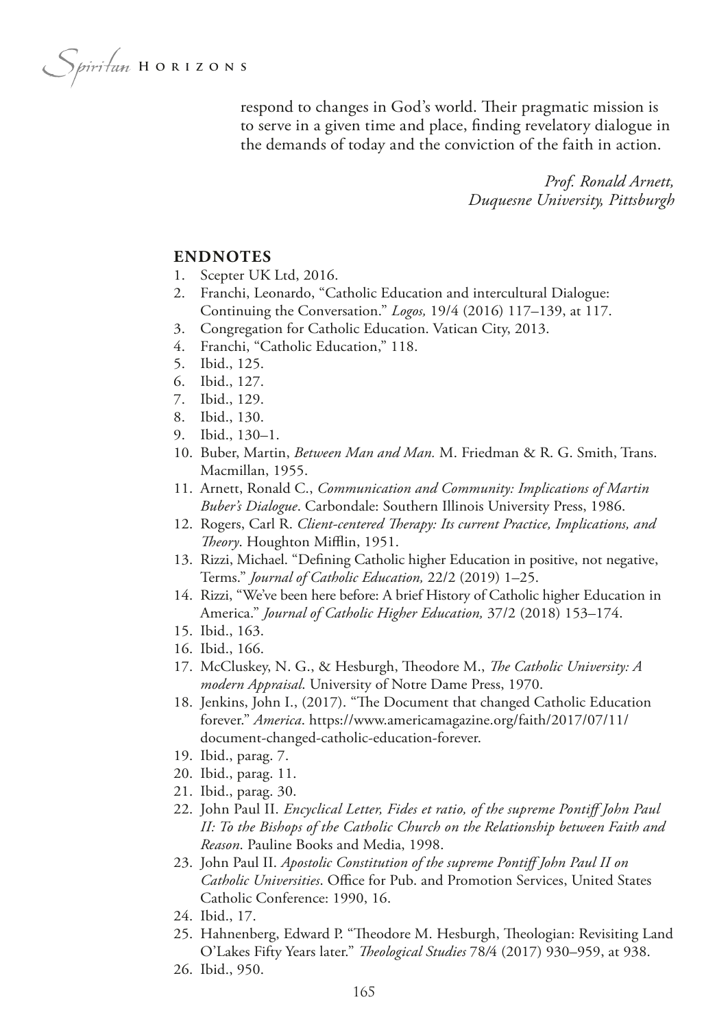respond to changes in God's world. Their pragmatic mission is to serve in a given time and place, finding revelatory dialogue in the demands of today and the conviction of the faith in action.

*Prof. Ronald Arnett,*
*Duquesne University, Pittsburgh*

## ENDNOTES

1. Scepter UK Ltd, 2016.
2. Franchi, Leonardo, "Catholic Education and intercultural Dialogue: Continuing the Conversation." *Logos,* 19/4 (2016) 117–139, at 117.
3. Congregation for Catholic Education. Vatican City, 2013.
4. Franchi, "Catholic Education," 118.
5. Ibid., 125.
6. Ibid., 127.
7. Ibid., 129.
8. Ibid., 130.
9. Ibid., 130–1.
10. Buber, Martin, *Between Man and Man.* M. Friedman & R. G. Smith, Trans. Macmillan, 1955.
11. Arnett, Ronald C., *Communication and Community: Implications of Martin Buber's Dialogue*. Carbondale: Southern Illinois University Press, 1986.
12. Rogers, Carl R. *Client-centered Therapy: Its current Practice, Implications, and Theory*. Houghton Mifflin, 1951.
13. Rizzi, Michael. "Defining Catholic higher Education in positive, not negative, Terms." *Journal of Catholic Education,* 22/2 (2019) 1–25.
14. Rizzi, "We've been here before: A brief History of Catholic higher Education in America." *Journal of Catholic Higher Education,* 37/2 (2018) 153–174.
15. Ibid., 163.
16. Ibid., 166.
17. McCluskey, N. G., & Hesburgh, Theodore M., *The Catholic University: A modern Appraisal*. University of Notre Dame Press, 1970.
18. Jenkins, John I., (2017). "The Document that changed Catholic Education forever." *America*. https://www.americamagazine.org/faith/2017/07/11/document-changed-catholic-education-forever.
19. Ibid., parag. 7.
20. Ibid., parag. 11.
21. Ibid., parag. 30.
22. John Paul II. *Encyclical Letter, Fides et ratio, of the supreme Pontiff John Paul II: To the Bishops of the Catholic Church on the Relationship between Faith and Reason*. Pauline Books and Media, 1998.
23. John Paul II. *Apostolic Constitution of the supreme Pontiff John Paul II on Catholic Universities*. Office for Pub. and Promotion Services, United States Catholic Conference: 1990, 16.
24. Ibid., 17.
25. Hahnenberg, Edward P. "Theodore M. Hesburgh, Theologian: Revisiting Land O'Lakes Fifty Years later." *Theological Studies* 78/4 (2017) 930–959, at 938.
26. Ibid., 950.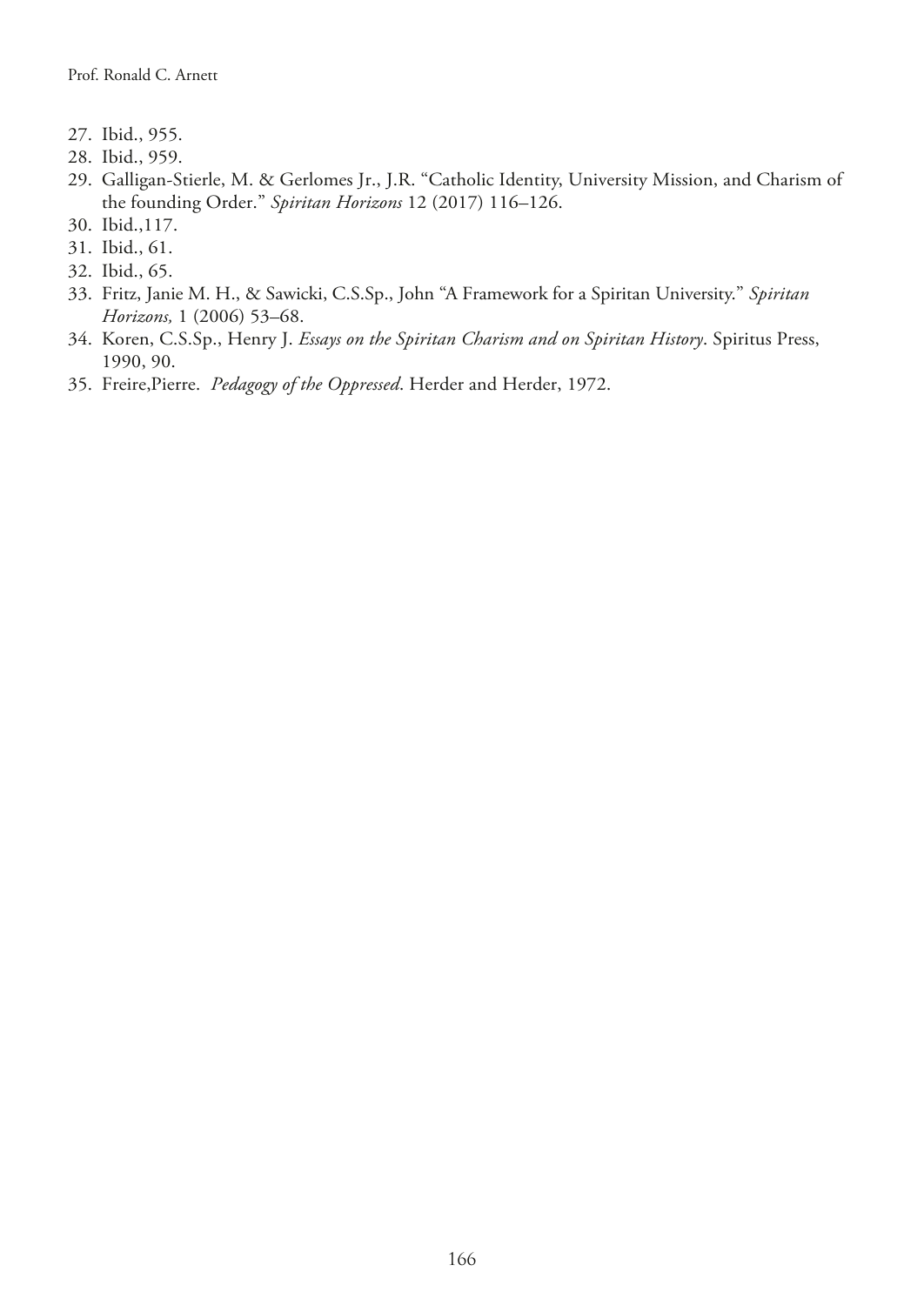27. Ibid., 955.
28. Ibid., 959.
29. Galligan-Stierle, M. & Gerlomes Jr., J.R. "Catholic Identity, University Mission, and Charism of the founding Order." *Spiritan Horizons* 12 (2017) 116–126.
30. Ibid.,117.
31. Ibid., 61.
32. Ibid., 65.
33. Fritz, Janie M. H., & Sawicki, C.S.Sp., John "A Framework for a Spiritan University." *Spiritan Horizons,* 1 (2006) 53–68.
34. Koren, C.S.Sp., Henry J. *Essays on the Spiritan Charism and on Spiritan History*. Spiritus Press, 1990, 90.
35. Freire,Pierre. *Pedagogy of the Oppressed*. Herder and Herder, 1972.